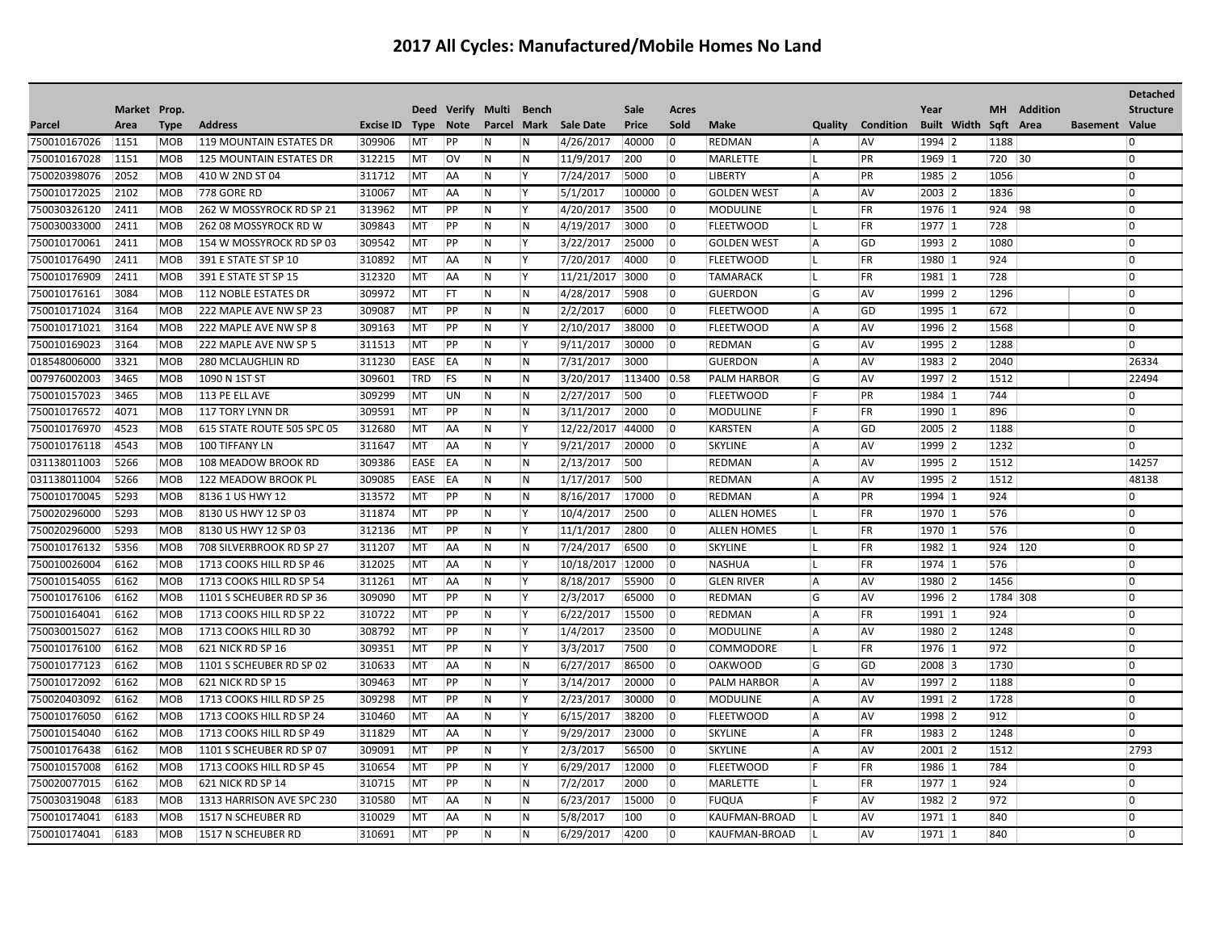# 2017 All Cycles: Manufactured/Mobile Homes No Land

| Parcel | Market Area | Prop. Type | Address | Excise ID | Deed Type | Verify Note | Multi Parcel | Bench Mark | Sale Date | Sale Price | Acres Sold | Make | Quality | Condition | Year Built | Width | MH Sqft | Addition Area | Basement | Detached Structure Value |
|---|---|---|---|---|---|---|---|---|---|---|---|---|---|---|---|---|---|---|---|---|
| 750010167026 | 1151 | MOB | 119 MOUNTAIN ESTATES DR | 309906 | MT | PP | N | N | 4/26/2017 | 40000 | 0 | REDMAN | A | AV | 1994 | 2 | 1188 | | | 0 |
| 750010167028 | 1151 | MOB | 125 MOUNTAIN ESTATES DR | 312215 | MT | OV | N | N | 11/9/2017 | 200 | 0 | MARLETTE | L | PR | 1969 | 1 | 720 | 30 | | 0 |
| 750020398076 | 2052 | MOB | 410 W 2ND ST 04 | 311712 | MT | AA | N | Y | 7/24/2017 | 5000 | 0 | LIBERTY | A | PR | 1985 | 2 | 1056 | | | 0 |
| 750010172025 | 2102 | MOB | 778 GORE RD | 310067 | MT | AA | N | Y | 5/1/2017 | 100000 | 0 | GOLDEN WEST | A | AV | 2003 | 2 | 1836 | | | 0 |
| 750030326120 | 2411 | MOB | 262 W MOSSYROCK RD SP 21 | 313962 | MT | PP | N | Y | 4/20/2017 | 3500 | 0 | MODULINE | L | FR | 1976 | 1 | 924 | 98 | | 0 |
| 750030033000 | 2411 | MOB | 262 08 MOSSYROCK RD W | 309843 | MT | PP | N | N | 4/19/2017 | 3000 | 0 | FLEETWOOD | L | FR | 1977 | 1 | 728 | | | 0 |
| 750010170061 | 2411 | MOB | 154 W MOSSYROCK RD SP 03 | 309542 | MT | PP | N | Y | 3/22/2017 | 25000 | 0 | GOLDEN WEST | A | GD | 1993 | 2 | 1080 | | | 0 |
| 750010176490 | 2411 | MOB | 391 E STATE ST SP 10 | 310892 | MT | AA | N | Y | 7/20/2017 | 4000 | 0 | FLEETWOOD | L | FR | 1980 | 1 | 924 | | | 0 |
| 750010176909 | 2411 | MOB | 391 E STATE ST SP 15 | 312320 | MT | AA | N | Y | 11/21/2017 | 3000 | 0 | TAMARACK | L | FR | 1981 | 1 | 728 | | | 0 |
| 750010176161 | 3084 | MOB | 112 NOBLE ESTATES DR | 309972 | MT | FT | N | N | 4/28/2017 | 5908 | 0 | GUERDON | G | AV | 1999 | 2 | 1296 | | | 0 |
| 750010171024 | 3164 | MOB | 222 MAPLE AVE NW SP 23 | 309087 | MT | PP | N | N | 2/2/2017 | 6000 | 0 | FLEETWOOD | A | GD | 1995 | 1 | 672 | | | 0 |
| 750010171021 | 3164 | MOB | 222 MAPLE AVE NW SP 8 | 309163 | MT | PP | N | Y | 2/10/2017 | 38000 | 0 | FLEETWOOD | A | AV | 1996 | 2 | 1568 | | | 0 |
| 750010169023 | 3164 | MOB | 222 MAPLE AVE NW SP 5 | 311513 | MT | PP | N | Y | 9/11/2017 | 30000 | 0 | REDMAN | G | AV | 1995 | 2 | 1288 | | | 0 |
| 018548006000 | 3321 | MOB | 280 MCLAUGHLIN RD | 311230 | EASE | EA | N | N | 7/31/2017 | 3000 | | GUERDON | A | AV | 1983 | 2 | 2040 | | | 26334 |
| 007976002003 | 3465 | MOB | 1090 N 1ST ST | 309601 | TRD | FS | N | N | 3/20/2017 | 113400 | 0.58 | PALM HARBOR | G | AV | 1997 | 2 | 1512 | | | 22494 |
| 750010157023 | 3465 | MOB | 113 PE ELL AVE | 309299 | MT | UN | N | N | 2/27/2017 | 500 | 0 | FLEETWOOD | F | PR | 1984 | 1 | 744 | | | 0 |
| 750010176572 | 4071 | MOB | 117 TORY LYNN DR | 309591 | MT | PP | N | N | 3/11/2017 | 2000 | 0 | MODULINE | F | FR | 1990 | 1 | 896 | | | 0 |
| 750010176970 | 4523 | MOB | 615 STATE ROUTE 505 SPC 05 | 312680 | MT | AA | N | Y | 12/22/2017 | 44000 | 0 | KARSTEN | A | GD | 2005 | 2 | 1188 | | | 0 |
| 750010176118 | 4543 | MOB | 100 TIFFANY LN | 311647 | MT | AA | N | Y | 9/21/2017 | 20000 | 0 | SKYLINE | A | AV | 1999 | 2 | 1232 | | | 0 |
| 031138011003 | 5266 | MOB | 108 MEADOW BROOK RD | 309386 | EASE | EA | N | N | 2/13/2017 | 500 | | REDMAN | A | AV | 1995 | 2 | 1512 | | | 14257 |
| 031138011004 | 5266 | MOB | 122 MEADOW BROOK PL | 309085 | EASE | EA | N | N | 1/17/2017 | 500 | | REDMAN | A | AV | 1995 | 2 | 1512 | | | 48138 |
| 750010170045 | 5293 | MOB | 8136 1 US HWY 12 | 313572 | MT | PP | N | N | 8/16/2017 | 17000 | 0 | REDMAN | A | PR | 1994 | 1 | 924 | | | 0 |
| 750020296000 | 5293 | MOB | 8130 US HWY 12 SP 03 | 311874 | MT | PP | N | Y | 10/4/2017 | 2500 | 0 | ALLEN HOMES | L | FR | 1970 | 1 | 576 | | | 0 |
| 750020296000 | 5293 | MOB | 8130 US HWY 12 SP 03 | 312136 | MT | PP | N | Y | 11/1/2017 | 2800 | 0 | ALLEN HOMES | L | FR | 1970 | 1 | 576 | | | 0 |
| 750010176132 | 5356 | MOB | 708 SILVERBROOK RD SP 27 | 311207 | MT | AA | N | N | 7/24/2017 | 6500 | 0 | SKYLINE | L | FR | 1982 | 1 | 924 | 120 | | 0 |
| 750010026004 | 6162 | MOB | 1713 COOKS HILL RD SP 46 | 312025 | MT | AA | N | Y | 10/18/2017 | 12000 | 0 | NASHUA | L | FR | 1974 | 1 | 576 | | | 0 |
| 750010154055 | 6162 | MOB | 1713 COOKS HILL RD SP 54 | 311261 | MT | AA | N | Y | 8/18/2017 | 55900 | 0 | GLEN RIVER | A | AV | 1980 | 2 | 1456 | | | 0 |
| 750010176106 | 6162 | MOB | 1101 S SCHEUBER RD SP 36 | 309090 | MT | PP | N | Y | 2/3/2017 | 65000 | 0 | REDMAN | G | AV | 1996 | 2 | 1784 | 308 | | 0 |
| 750010164041 | 6162 | MOB | 1713 COOKS HILL RD SP 22 | 310722 | MT | PP | N | Y | 6/22/2017 | 15500 | 0 | REDMAN | A | FR | 1991 | 1 | 924 | | | 0 |
| 750030015027 | 6162 | MOB | 1713 COOKS HILL RD 30 | 308792 | MT | PP | N | Y | 1/4/2017 | 23500 | 0 | MODULINE | A | AV | 1980 | 2 | 1248 | | | 0 |
| 750010176100 | 6162 | MOB | 621 NICK RD SP 16 | 309351 | MT | PP | N | Y | 3/3/2017 | 7500 | 0 | COMMODORE | L | FR | 1976 | 1 | 972 | | | 0 |
| 750010177123 | 6162 | MOB | 1101 S SCHEUBER RD SP 02 | 310633 | MT | AA | N | N | 6/27/2017 | 86500 | 0 | OAKWOOD | G | GD | 2008 | 3 | 1730 | | | 0 |
| 750010172092 | 6162 | MOB | 621 NICK RD SP 15 | 309463 | MT | PP | N | Y | 3/14/2017 | 20000 | 0 | PALM HARBOR | A | AV | 1997 | 2 | 1188 | | | 0 |
| 750020403092 | 6162 | MOB | 1713 COOKS HILL RD SP 25 | 309298 | MT | PP | N | Y | 2/23/2017 | 30000 | 0 | MODULINE | A | AV | 1991 | 2 | 1728 | | | 0 |
| 750010176050 | 6162 | MOB | 1713 COOKS HILL RD SP 24 | 310460 | MT | AA | N | Y | 6/15/2017 | 38200 | 0 | FLEETWOOD | A | AV | 1998 | 2 | 912 | | | 0 |
| 750010154040 | 6162 | MOB | 1713 COOKS HILL RD SP 49 | 311829 | MT | AA | N | Y | 9/29/2017 | 23000 | 0 | SKYLINE | A | FR | 1983 | 2 | 1248 | | | 0 |
| 750010176438 | 6162 | MOB | 1101 S SCHEUBER RD SP 07 | 309091 | MT | PP | N | Y | 2/3/2017 | 56500 | 0 | SKYLINE | A | AV | 2001 | 2 | 1512 | | | 2793 |
| 750010157008 | 6162 | MOB | 1713 COOKS HILL RD SP 45 | 310654 | MT | PP | N | Y | 6/29/2017 | 12000 | 0 | FLEETWOOD | F | FR | 1986 | 1 | 784 | | | 0 |
| 750020077015 | 6162 | MOB | 621 NICK RD SP 14 | 310715 | MT | PP | N | N | 7/2/2017 | 2000 | 0 | MARLETTE | L | FR | 1977 | 1 | 924 | | | 0 |
| 750030319048 | 6183 | MOB | 1313 HARRISON AVE SPC 230 | 310580 | MT | AA | N | N | 6/23/2017 | 15000 | 0 | FUQUA | F | AV | 1982 | 2 | 972 | | | 0 |
| 750010174041 | 6183 | MOB | 1517 N SCHEUBER RD | 310029 | MT | AA | N | N | 5/8/2017 | 100 | 0 | KAUFMAN-BROAD | L | AV | 1971 | 1 | 840 | | | 0 |
| 750010174041 | 6183 | MOB | 1517 N SCHEUBER RD | 310691 | MT | PP | N | N | 6/29/2017 | 4200 | 0 | KAUFMAN-BROAD | L | AV | 1971 | 1 | 840 | | | 0 |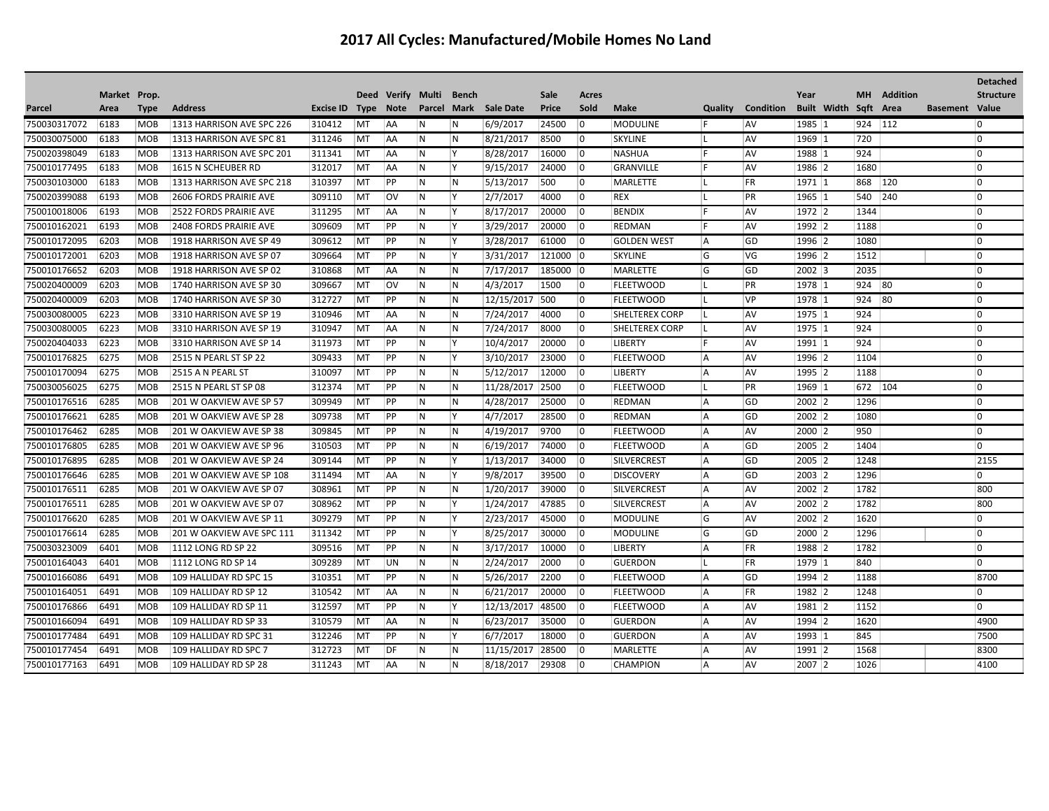# 2017 All Cycles: Manufactured/Mobile Homes No Land

| Parcel | Market Area | Prop. Type | Address | Excise ID | Deed Type | Verify Note | Multi Parcel | Bench Mark | Sale Date | Sale Price | Acres Sold | Make | Quality | Condition | Year Built | Width | MH Sqft | Addition Area | Basement | Detached Structure Value |
|---|---|---|---|---|---|---|---|---|---|---|---|---|---|---|---|---|---|---|---|---|
| 750030317072 | 6183 | MOB | 1313 HARRISON AVE SPC 226 | 310412 | MT | AA | N | N | 6/9/2017 | 24500 | 0 | MODULINE | F | AV | 1985 | 1 | 924 | 112 | | 0 |
| 750030075000 | 6183 | MOB | 1313 HARRISON AVE SPC 81 | 311246 | MT | AA | N | N | 8/21/2017 | 8500 | 0 | SKYLINE | L | AV | 1969 | 1 | 720 | | | 0 |
| 750020398049 | 6183 | MOB | 1313 HARRISON AVE SPC 201 | 311341 | MT | AA | N | Y | 8/28/2017 | 16000 | 0 | NASHUA | F | AV | 1988 | 1 | 924 | | | 0 |
| 750010177495 | 6183 | MOB | 1615 N SCHEUBER RD | 312017 | MT | AA | N | Y | 9/15/2017 | 24000 | 0 | GRANVILLE | F | AV | 1986 | 2 | 1680 | | | 0 |
| 750030103000 | 6183 | MOB | 1313 HARRISON AVE SPC 218 | 310397 | MT | PP | N | N | 5/13/2017 | 500 | 0 | MARLETTE | L | FR | 1971 | 1 | 868 | 120 | | 0 |
| 750020399088 | 6193 | MOB | 2606 FORDS PRAIRIE AVE | 309110 | MT | OV | N | Y | 2/7/2017 | 4000 | 0 | REX | L | PR | 1965 | 1 | 540 | 240 | | 0 |
| 750010018006 | 6193 | MOB | 2522 FORDS PRAIRIE AVE | 311295 | MT | AA | N | Y | 8/17/2017 | 20000 | 0 | BENDIX | F | AV | 1972 | 2 | 1344 | | | 0 |
| 750010162021 | 6193 | MOB | 2408 FORDS PRAIRIE AVE | 309609 | MT | PP | N | Y | 3/29/2017 | 20000 | 0 | REDMAN | F | AV | 1992 | 2 | 1188 | | | 0 |
| 750010172095 | 6203 | MOB | 1918 HARRISON AVE SP 49 | 309612 | MT | PP | N | Y | 3/28/2017 | 61000 | 0 | GOLDEN WEST | A | GD | 1996 | 2 | 1080 | | | 0 |
| 750010172001 | 6203 | MOB | 1918 HARRISON AVE SP 07 | 309664 | MT | PP | N | Y | 3/31/2017 | 121000 | 0 | SKYLINE | G | VG | 1996 | 2 | 1512 | | | 0 |
| 750010176652 | 6203 | MOB | 1918 HARRISON AVE SP 02 | 310868 | MT | AA | N | N | 7/17/2017 | 185000 | 0 | MARLETTE | G | GD | 2002 | 3 | 2035 | | | 0 |
| 750020400009 | 6203 | MOB | 1740 HARRISON AVE SP 30 | 309667 | MT | OV | N | N | 4/3/2017 | 1500 | 0 | FLEETWOOD | L | PR | 1978 | 1 | 924 | 80 | | 0 |
| 750020400009 | 6203 | MOB | 1740 HARRISON AVE SP 30 | 312727 | MT | PP | N | N | 12/15/2017 | 500 | 0 | FLEETWOOD | L | VP | 1978 | 1 | 924 | 80 | | 0 |
| 750030080005 | 6223 | MOB | 3310 HARRISON AVE SP 19 | 310946 | MT | AA | N | N | 7/24/2017 | 4000 | 0 | SHELTEREX CORP | L | AV | 1975 | 1 | 924 | | | 0 |
| 750030080005 | 6223 | MOB | 3310 HARRISON AVE SP 19 | 310947 | MT | AA | N | N | 7/24/2017 | 8000 | 0 | SHELTEREX CORP | L | AV | 1975 | 1 | 924 | | | 0 |
| 750020404033 | 6223 | MOB | 3310 HARRISON AVE SP 14 | 311973 | MT | PP | N | Y | 10/4/2017 | 20000 | 0 | LIBERTY | F | AV | 1991 | 1 | 924 | | | 0 |
| 750010176825 | 6275 | MOB | 2515 N PEARL ST SP 22 | 309433 | MT | PP | N | Y | 3/10/2017 | 23000 | 0 | FLEETWOOD | A | AV | 1996 | 2 | 1104 | | | 0 |
| 750010170094 | 6275 | MOB | 2515 A N PEARL ST | 310097 | MT | PP | N | N | 5/12/2017 | 12000 | 0 | LIBERTY | A | AV | 1995 | 2 | 1188 | | | 0 |
| 750030056025 | 6275 | MOB | 2515 N PEARL ST SP 08 | 312374 | MT | PP | N | N | 11/28/2017 | 2500 | 0 | FLEETWOOD | L | PR | 1969 | 1 | 672 | 104 | | 0 |
| 750010176516 | 6285 | MOB | 201 W OAKVIEW AVE SP 57 | 309949 | MT | PP | N | N | 4/28/2017 | 25000 | 0 | REDMAN | A | GD | 2002 | 2 | 1296 | | | 0 |
| 750010176621 | 6285 | MOB | 201 W OAKVIEW AVE SP 28 | 309738 | MT | PP | N | Y | 4/7/2017 | 28500 | 0 | REDMAN | A | GD | 2002 | 2 | 1080 | | | 0 |
| 750010176462 | 6285 | MOB | 201 W OAKVIEW AVE SP 38 | 309845 | MT | PP | N | N | 4/19/2017 | 9700 | 0 | FLEETWOOD | A | AV | 2000 | 2 | 950 | | | 0 |
| 750010176805 | 6285 | MOB | 201 W OAKVIEW AVE SP 96 | 310503 | MT | PP | N | N | 6/19/2017 | 74000 | 0 | FLEETWOOD | A | GD | 2005 | 2 | 1404 | | | 0 |
| 750010176895 | 6285 | MOB | 201 W OAKVIEW AVE SP 24 | 309144 | MT | PP | N | Y | 1/13/2017 | 34000 | 0 | SILVERCREST | A | GD | 2005 | 2 | 1248 | | | 2155 |
| 750010176646 | 6285 | MOB | 201 W OAKVIEW AVE SP 108 | 311494 | MT | AA | N | Y | 9/8/2017 | 39500 | 0 | DISCOVERY | A | GD | 2003 | 2 | 1296 | | | 0 |
| 750010176511 | 6285 | MOB | 201 W OAKVIEW AVE SP 07 | 308961 | MT | PP | N | N | 1/20/2017 | 39000 | 0 | SILVERCREST | A | AV | 2002 | 2 | 1782 | | | 800 |
| 750010176511 | 6285 | MOB | 201 W OAKVIEW AVE SP 07 | 308962 | MT | PP | N | Y | 1/24/2017 | 47885 | 0 | SILVERCREST | A | AV | 2002 | 2 | 1782 | | | 800 |
| 750010176620 | 6285 | MOB | 201 W OAKVIEW AVE SP 11 | 309279 | MT | PP | N | Y | 2/23/2017 | 45000 | 0 | MODULINE | G | AV | 2002 | 2 | 1620 | | | 0 |
| 750010176614 | 6285 | MOB | 201 W OAKVIEW AVE SPC 111 | 311342 | MT | PP | N | Y | 8/25/2017 | 30000 | 0 | MODULINE | G | GD | 2000 | 2 | 1296 | | | 0 |
| 750030323009 | 6401 | MOB | 1112 LONG RD SP 22 | 309516 | MT | PP | N | N | 3/17/2017 | 10000 | 0 | LIBERTY | A | FR | 1988 | 2 | 1782 | | | 0 |
| 750010164043 | 6401 | MOB | 1112 LONG RD SP 14 | 309289 | MT | UN | N | N | 2/24/2017 | 2000 | 0 | GUERDON | L | FR | 1979 | 1 | 840 | | | 0 |
| 750010166086 | 6491 | MOB | 109 HALLIDAY RD SPC 15 | 310351 | MT | PP | N | N | 5/26/2017 | 2200 | 0 | FLEETWOOD | A | GD | 1994 | 2 | 1188 | | | 8700 |
| 750010164051 | 6491 | MOB | 109 HALLIDAY RD SP 12 | 310542 | MT | AA | N | N | 6/21/2017 | 20000 | 0 | FLEETWOOD | A | FR | 1982 | 2 | 1248 | | | 0 |
| 750010176866 | 6491 | MOB | 109 HALLIDAY RD SP 11 | 312597 | MT | PP | N | Y | 12/13/2017 | 48500 | 0 | FLEETWOOD | A | AV | 1981 | 2 | 1152 | | | 0 |
| 750010166094 | 6491 | MOB | 109 HALLIDAY RD SP 33 | 310579 | MT | AA | N | N | 6/23/2017 | 35000 | 0 | GUERDON | A | AV | 1994 | 2 | 1620 | | | 4900 |
| 750010177484 | 6491 | MOB | 109 HALLIDAY RD SPC 31 | 312246 | MT | PP | N | Y | 6/7/2017 | 18000 | 0 | GUERDON | A | AV | 1993 | 1 | 845 | | | 7500 |
| 750010177454 | 6491 | MOB | 109 HALLIDAY RD SPC 7 | 312723 | MT | DF | N | N | 11/15/2017 | 28500 | 0 | MARLETTE | A | AV | 1991 | 2 | 1568 | | | 8300 |
| 750010177163 | 6491 | MOB | 109 HALLIDAY RD SP 28 | 311243 | MT | AA | N | N | 8/18/2017 | 29308 | 0 | CHAMPION | A | AV | 2007 | 2 | 1026 | | | 4100 |